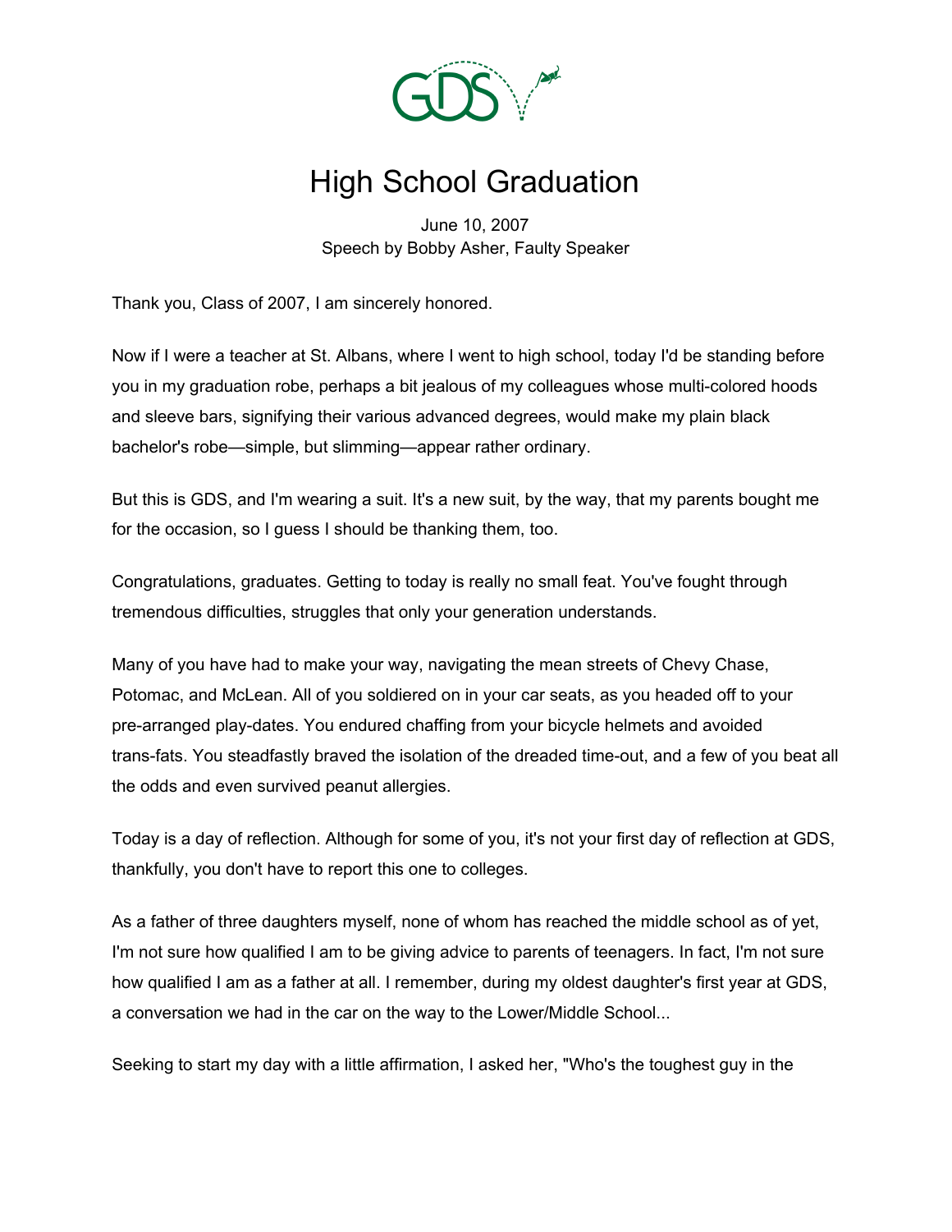# High School Graduation

June 10, 2007
Speech by Bobby Asher, Faulty Speaker

Thank you, Class of 2007, I am sincerely honored.

Now if I were a teacher at St. Albans, where I went to high school, today I'd be standing before you in my graduation robe, perhaps a bit jealous of my colleagues whose multi-colored hoods and sleeve bars, signifying their various advanced degrees, would make my plain black bachelor's robe—simple, but slimming—appear rather ordinary.

But this is GDS, and I'm wearing a suit. It's a new suit, by the way, that my parents bought me for the occasion, so I guess I should be thanking them, too.

Congratulations, graduates. Getting to today is really no small feat. You've fought through tremendous difficulties, struggles that only your generation understands.

Many of you have had to make your way, navigating the mean streets of Chevy Chase, Potomac, and McLean. All of you soldiered on in your car seats, as you headed off to your pre-arranged play-dates. You endured chaffing from your bicycle helmets and avoided trans-fats. You steadfastly braved the isolation of the dreaded time-out, and a few of you beat all the odds and even survived peanut allergies.

Today is a day of reflection. Although for some of you, it's not your first day of reflection at GDS, thankfully, you don't have to report this one to colleges.

As a father of three daughters myself, none of whom has reached the middle school as of yet, I'm not sure how qualified I am to be giving advice to parents of teenagers. In fact, I'm not sure how qualified I am as a father at all. I remember, during my oldest daughter's first year at GDS, a conversation we had in the car on the way to the Lower/Middle School...

Seeking to start my day with a little affirmation, I asked her, "Who's the toughest guy in the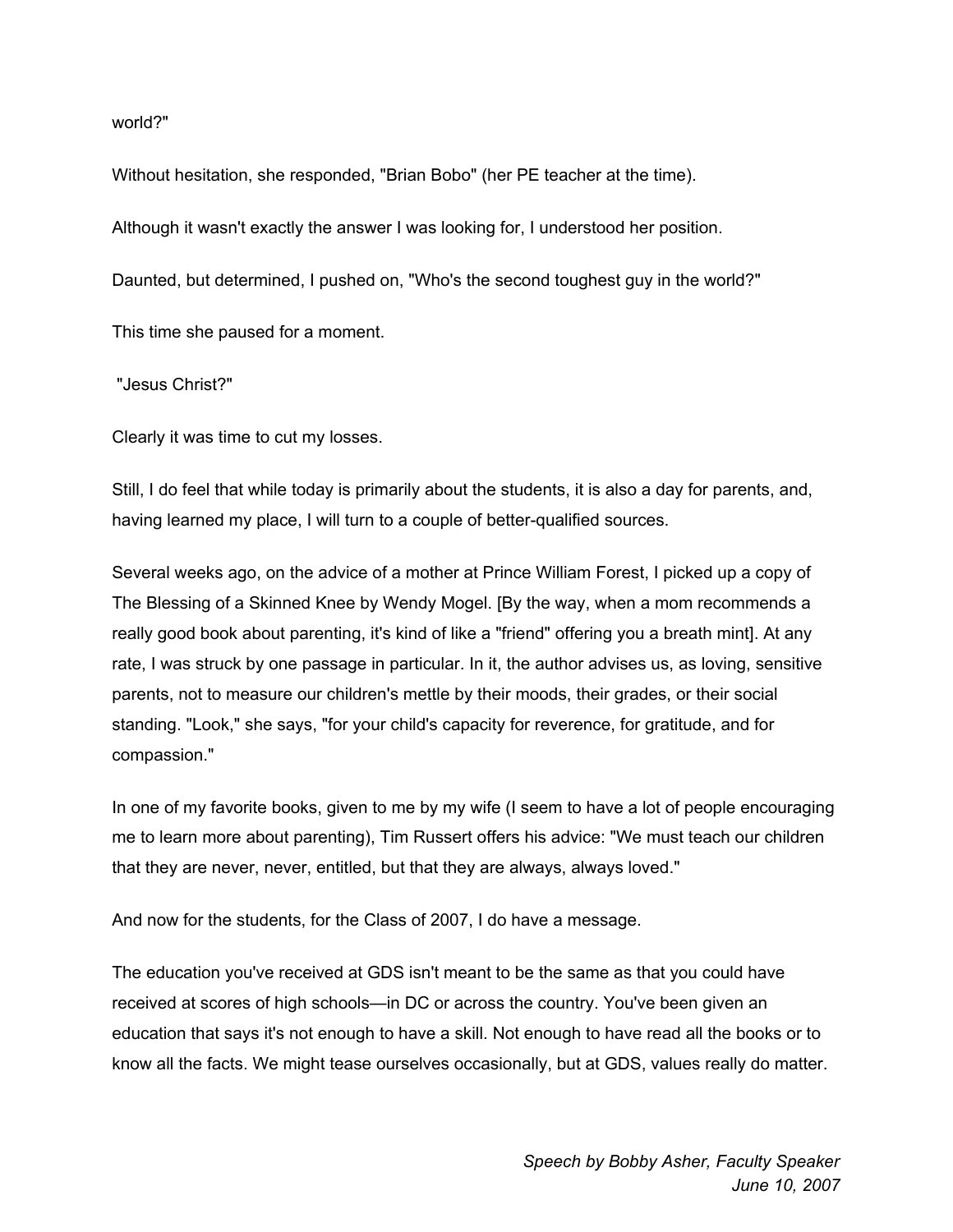world?"

Without hesitation, she responded, "Brian Bobo" (her PE teacher at the time).

Although it wasn't exactly the answer I was looking for, I understood her position.

Daunted, but determined, I pushed on, "Who's the second toughest guy in the world?"

This time she paused for a moment.

"Jesus Christ?"

Clearly it was time to cut my losses.

Still, I do feel that while today is primarily about the students, it is also a day for parents, and, having learned my place, I will turn to a couple of better-qualified sources.

Several weeks ago, on the advice of a mother at Prince William Forest, I picked up a copy of The Blessing of a Skinned Knee by Wendy Mogel. [By the way, when a mom recommends a really good book about parenting, it's kind of like a "friend" offering you a breath mint]. At any rate, I was struck by one passage in particular. In it, the author advises us, as loving, sensitive parents, not to measure our children's mettle by their moods, their grades, or their social standing. "Look," she says, "for your child's capacity for reverence, for gratitude, and for compassion."

In one of my favorite books, given to me by my wife (I seem to have a lot of people encouraging me to learn more about parenting), Tim Russert offers his advice: "We must teach our children that they are never, never, entitled, but that they are always, always loved."

And now for the students, for the Class of 2007, I do have a message.

The education you've received at GDS isn't meant to be the same as that you could have received at scores of high schools—in DC or across the country. You've been given an education that says it's not enough to have a skill. Not enough to have read all the books or to know all the facts. We might tease ourselves occasionally, but at GDS, values really do matter.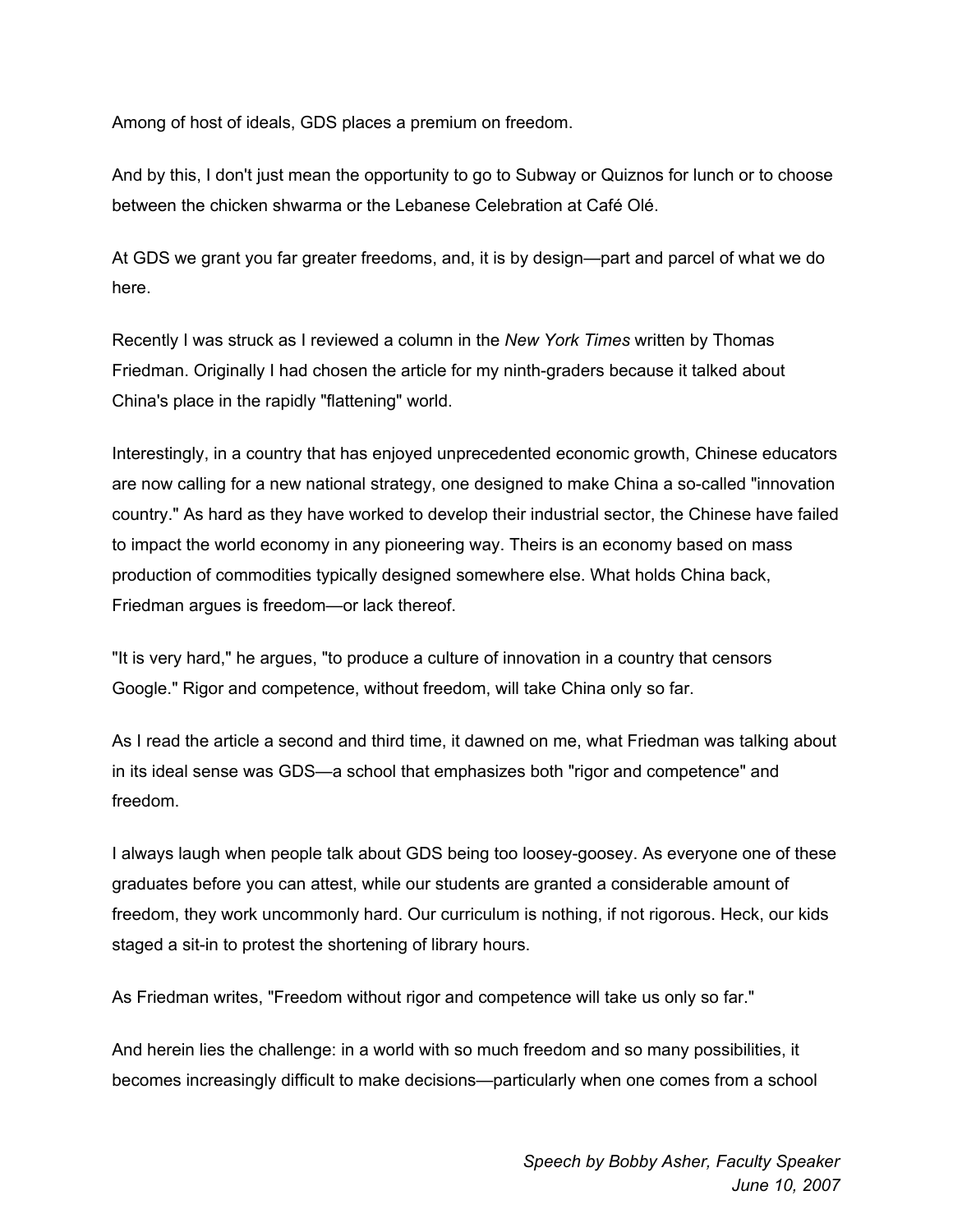Among of host of ideals, GDS places a premium on freedom.

And by this, I don't just mean the opportunity to go to Subway or Quiznos for lunch or to choose between the chicken shwarma or the Lebanese Celebration at Café Olé.

At GDS we grant you far greater freedoms, and, it is by design—part and parcel of what we do here.

Recently I was struck as I reviewed a column in the *New York Times* written by Thomas Friedman. Originally I had chosen the article for my ninth-graders because it talked about China's place in the rapidly "flattening" world.

Interestingly, in a country that has enjoyed unprecedented economic growth, Chinese educators are now calling for a new national strategy, one designed to make China a so-called "innovation country." As hard as they have worked to develop their industrial sector, the Chinese have failed to impact the world economy in any pioneering way. Theirs is an economy based on mass production of commodities typically designed somewhere else. What holds China back, Friedman argues is freedom—or lack thereof.

"It is very hard," he argues, "to produce a culture of innovation in a country that censors Google." Rigor and competence, without freedom, will take China only so far.

As I read the article a second and third time, it dawned on me, what Friedman was talking about in its ideal sense was GDS—a school that emphasizes both "rigor and competence" and freedom.

I always laugh when people talk about GDS being too loosey-goosey. As everyone one of these graduates before you can attest, while our students are granted a considerable amount of freedom, they work uncommonly hard. Our curriculum is nothing, if not rigorous. Heck, our kids staged a sit-in to protest the shortening of library hours.

As Friedman writes, "Freedom without rigor and competence will take us only so far."

And herein lies the challenge: in a world with so much freedom and so many possibilities, it becomes increasingly difficult to make decisions—particularly when one comes from a school

*Speech by Bobby Asher, Faculty Speaker*
*June 10, 2007*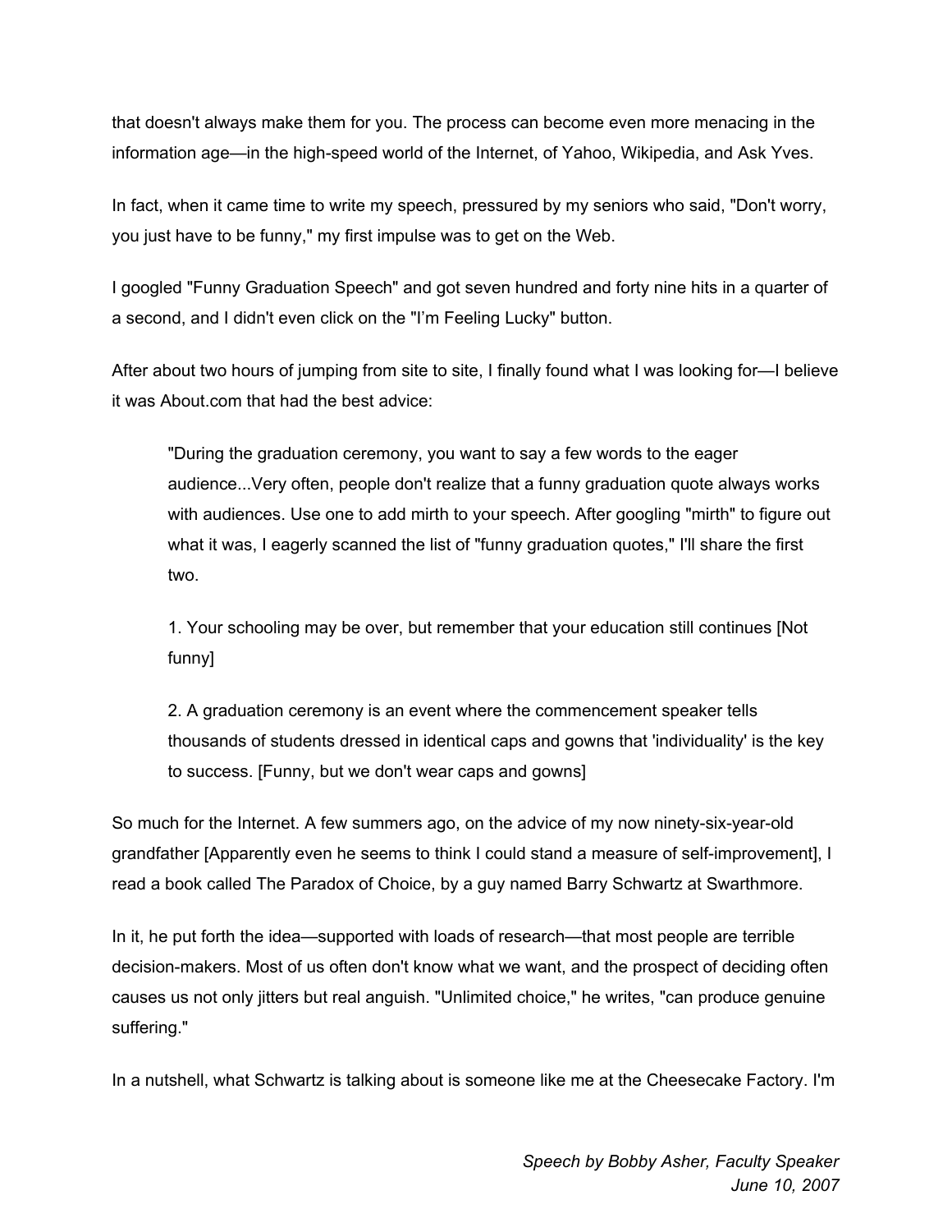that doesn't always make them for you. The process can become even more menacing in the information age—in the high-speed world of the Internet, of Yahoo, Wikipedia, and Ask Yves.

In fact, when it came time to write my speech, pressured by my seniors who said, "Don't worry, you just have to be funny," my first impulse was to get on the Web.

I googled "Funny Graduation Speech" and got seven hundred and forty nine hits in a quarter of a second, and I didn't even click on the "I'm Feeling Lucky" button.

After about two hours of jumping from site to site, I finally found what I was looking for—I believe it was About.com that had the best advice:

> "During the graduation ceremony, you want to say a few words to the eager audience...Very often, people don't realize that a funny graduation quote always works with audiences. Use one to add mirth to your speech. After googling "mirth" to figure out what it was, I eagerly scanned the list of "funny graduation quotes," I'll share the first two.
>
> 1. Your schooling may be over, but remember that your education still continues [Not funny]
>
> 2. A graduation ceremony is an event where the commencement speaker tells thousands of students dressed in identical caps and gowns that 'individuality' is the key to success. [Funny, but we don't wear caps and gowns]

So much for the Internet. A few summers ago, on the advice of my now ninety-six-year-old grandfather [Apparently even he seems to think I could stand a measure of self-improvement], I read a book called The Paradox of Choice, by a guy named Barry Schwartz at Swarthmore.

In it, he put forth the idea—supported with loads of research—that most people are terrible decision-makers. Most of us often don't know what we want, and the prospect of deciding often causes us not only jitters but real anguish. "Unlimited choice," he writes, "can produce genuine suffering."

In a nutshell, what Schwartz is talking about is someone like me at the Cheesecake Factory. I'm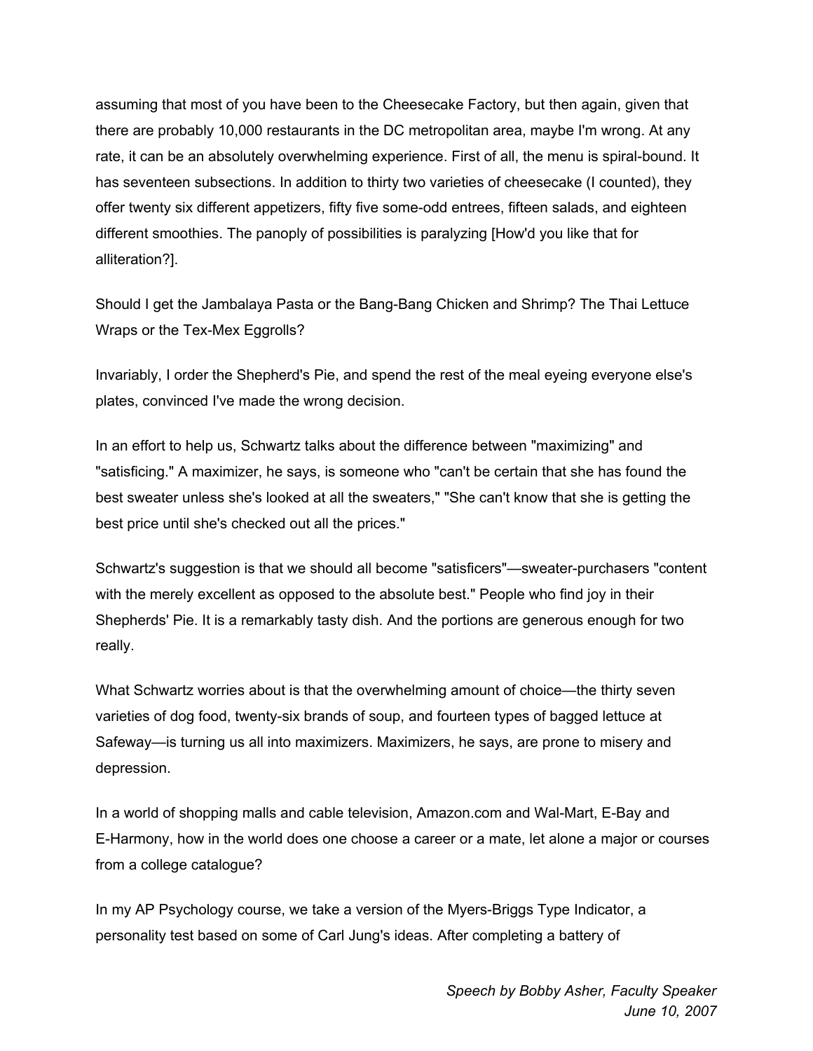assuming that most of you have been to the Cheesecake Factory, but then again, given that there are probably 10,000 restaurants in the DC metropolitan area, maybe I'm wrong. At any rate, it can be an absolutely overwhelming experience. First of all, the menu is spiral-bound. It has seventeen subsections. In addition to thirty two varieties of cheesecake (I counted), they offer twenty six different appetizers, fifty five some-odd entrees, fifteen salads, and eighteen different smoothies. The panoply of possibilities is paralyzing [How'd you like that for alliteration?].

Should I get the Jambalaya Pasta or the Bang-Bang Chicken and Shrimp? The Thai Lettuce Wraps or the Tex-Mex Eggrolls?

Invariably, I order the Shepherd's Pie, and spend the rest of the meal eyeing everyone else's plates, convinced I've made the wrong decision.

In an effort to help us, Schwartz talks about the difference between "maximizing" and "satisficing." A maximizer, he says, is someone who "can't be certain that she has found the best sweater unless she's looked at all the sweaters," "She can't know that she is getting the best price until she's checked out all the prices."

Schwartz's suggestion is that we should all become "satisficers"—sweater-purchasers "content with the merely excellent as opposed to the absolute best." People who find joy in their Shepherds' Pie. It is a remarkably tasty dish. And the portions are generous enough for two really.

What Schwartz worries about is that the overwhelming amount of choice—the thirty seven varieties of dog food, twenty-six brands of soup, and fourteen types of bagged lettuce at Safeway—is turning us all into maximizers. Maximizers, he says, are prone to misery and depression.

In a world of shopping malls and cable television, Amazon.com and Wal-Mart, E-Bay and E-Harmony, how in the world does one choose a career or a mate, let alone a major or courses from a college catalogue?

In my AP Psychology course, we take a version of the Myers-Briggs Type Indicator, a personality test based on some of Carl Jung's ideas. After completing a battery of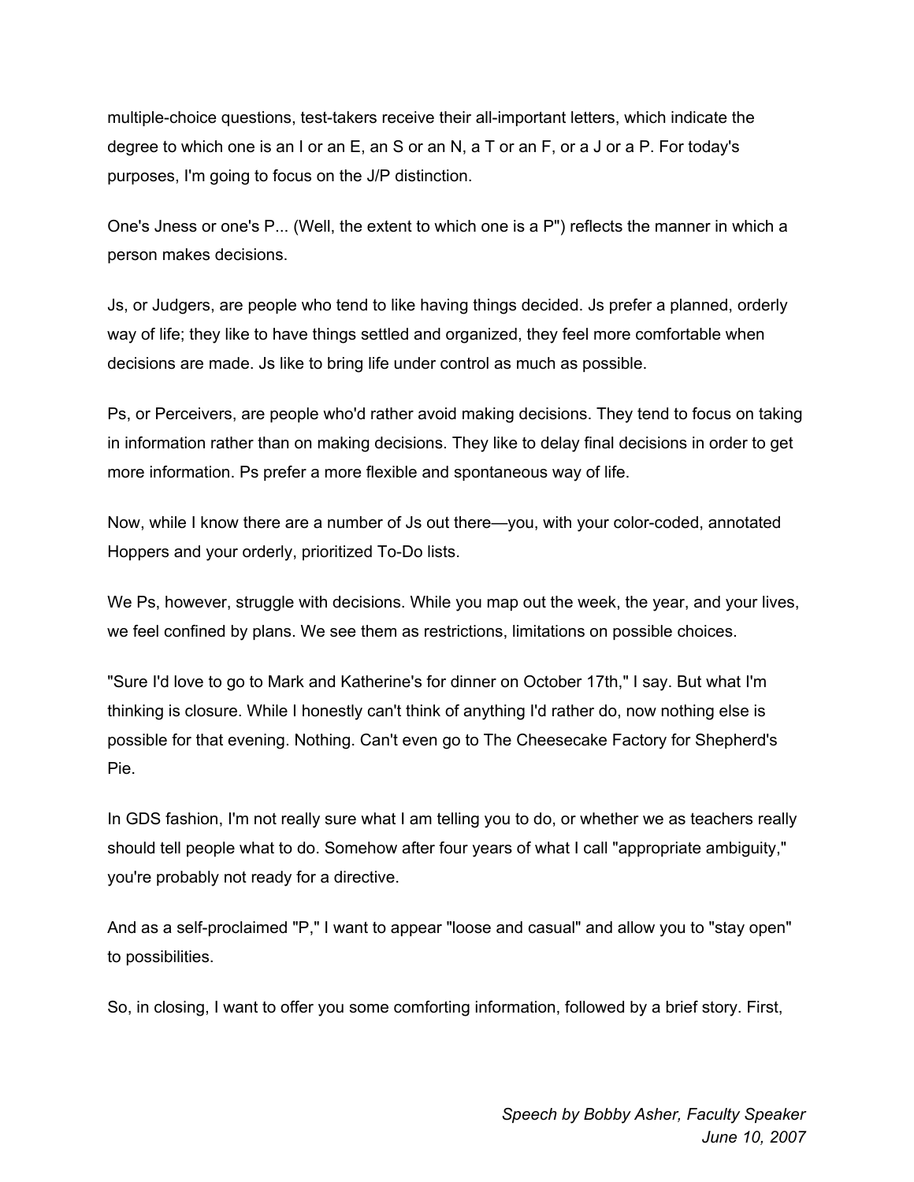multiple-choice questions, test-takers receive their all-important letters, which indicate the degree to which one is an I or an E, an S or an N, a T or an F, or a J or a P. For today's purposes, I'm going to focus on the J/P distinction.

One's Jness or one's P... (Well, the extent to which one is a P") reflects the manner in which a person makes decisions.

Js, or Judgers, are people who tend to like having things decided. Js prefer a planned, orderly way of life; they like to have things settled and organized, they feel more comfortable when decisions are made. Js like to bring life under control as much as possible.

Ps, or Perceivers, are people who'd rather avoid making decisions. They tend to focus on taking in information rather than on making decisions. They like to delay final decisions in order to get more information. Ps prefer a more flexible and spontaneous way of life.

Now, while I know there are a number of Js out there—you, with your color-coded, annotated Hoppers and your orderly, prioritized To-Do lists.

We Ps, however, struggle with decisions. While you map out the week, the year, and your lives, we feel confined by plans. We see them as restrictions, limitations on possible choices.

"Sure I'd love to go to Mark and Katherine's for dinner on October 17th," I say. But what I'm thinking is closure. While I honestly can't think of anything I'd rather do, now nothing else is possible for that evening. Nothing. Can't even go to The Cheesecake Factory for Shepherd's Pie.

In GDS fashion, I'm not really sure what I am telling you to do, or whether we as teachers really should tell people what to do. Somehow after four years of what I call "appropriate ambiguity," you're probably not ready for a directive.

And as a self-proclaimed "P," I want to appear "loose and casual" and allow you to "stay open" to possibilities.

So, in closing, I want to offer you some comforting information, followed by a brief story. First,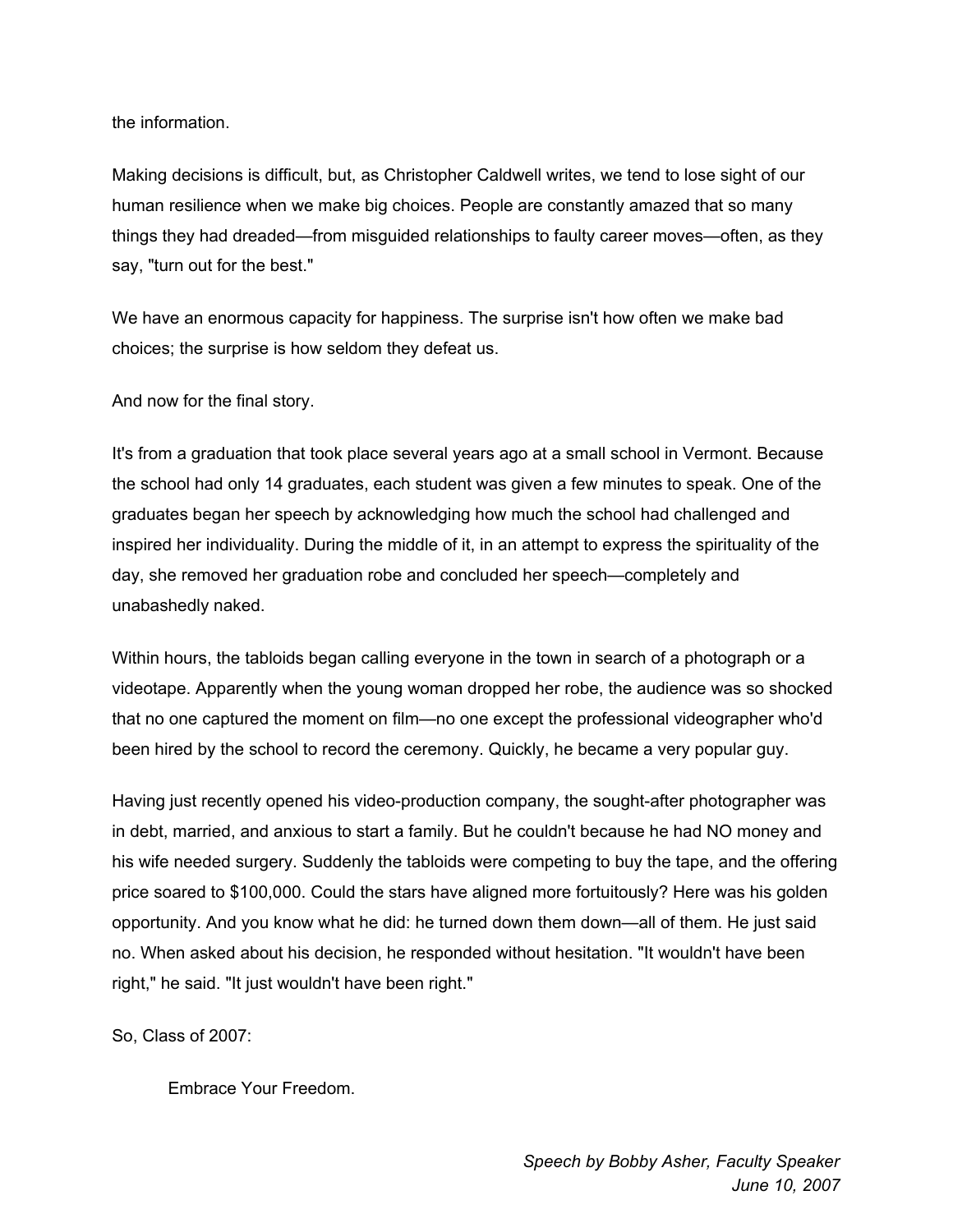the information.

Making decisions is difficult, but, as Christopher Caldwell writes, we tend to lose sight of our human resilience when we make big choices. People are constantly amazed that so many things they had dreaded—from misguided relationships to faulty career moves—often, as they say, "turn out for the best."

We have an enormous capacity for happiness. The surprise isn't how often we make bad choices; the surprise is how seldom they defeat us.

And now for the final story.

It's from a graduation that took place several years ago at a small school in Vermont. Because the school had only 14 graduates, each student was given a few minutes to speak. One of the graduates began her speech by acknowledging how much the school had challenged and inspired her individuality. During the middle of it, in an attempt to express the spirituality of the day, she removed her graduation robe and concluded her speech—completely and unabashedly naked.

Within hours, the tabloids began calling everyone in the town in search of a photograph or a videotape. Apparently when the young woman dropped her robe, the audience was so shocked that no one captured the moment on film—no one except the professional videographer who'd been hired by the school to record the ceremony. Quickly, he became a very popular guy.

Having just recently opened his video-production company, the sought-after photographer was in debt, married, and anxious to start a family. But he couldn't because he had NO money and his wife needed surgery. Suddenly the tabloids were competing to buy the tape, and the offering price soared to $100,000. Could the stars have aligned more fortuitously? Here was his golden opportunity. And you know what he did: he turned down them down—all of them. He just said no. When asked about his decision, he responded without hesitation. "It wouldn't have been right," he said. "It just wouldn't have been right."

So, Class of 2007:

> Embrace Your Freedom.

*Speech by Bobby Asher, Faculty Speaker*
*June 10, 2007*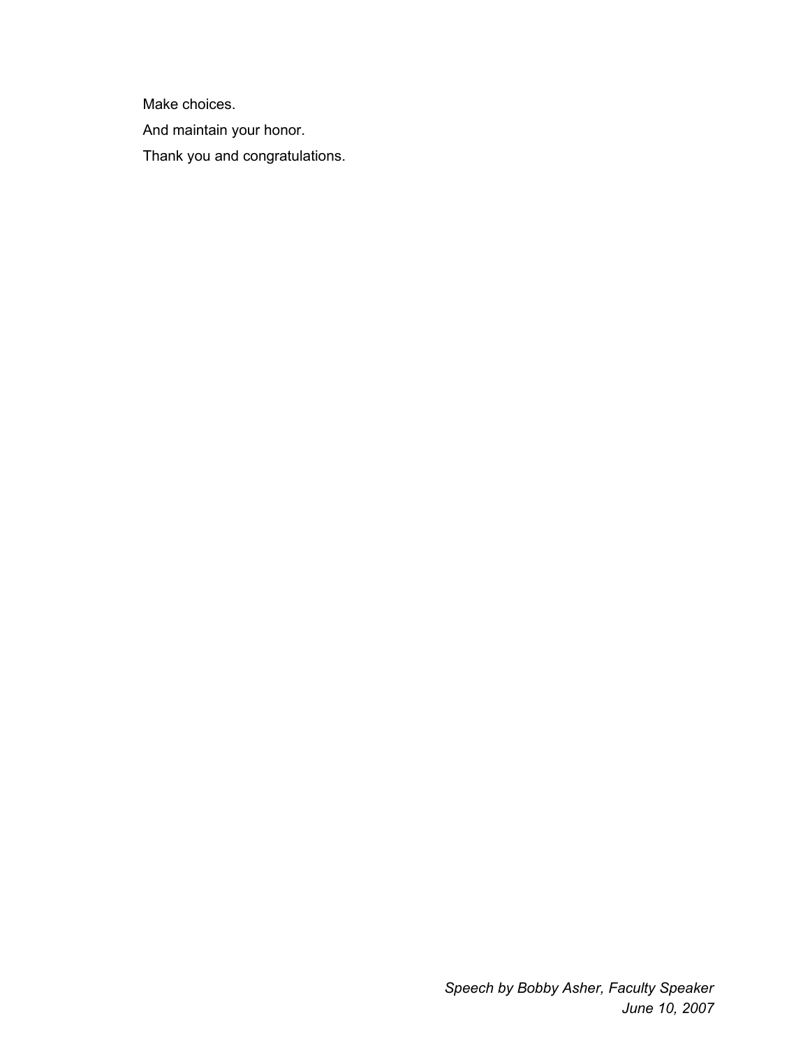Make choices.

And maintain your honor.

Thank you and congratulations.

*Speech by Bobby Asher, Faculty Speaker*
*June 10, 2007*